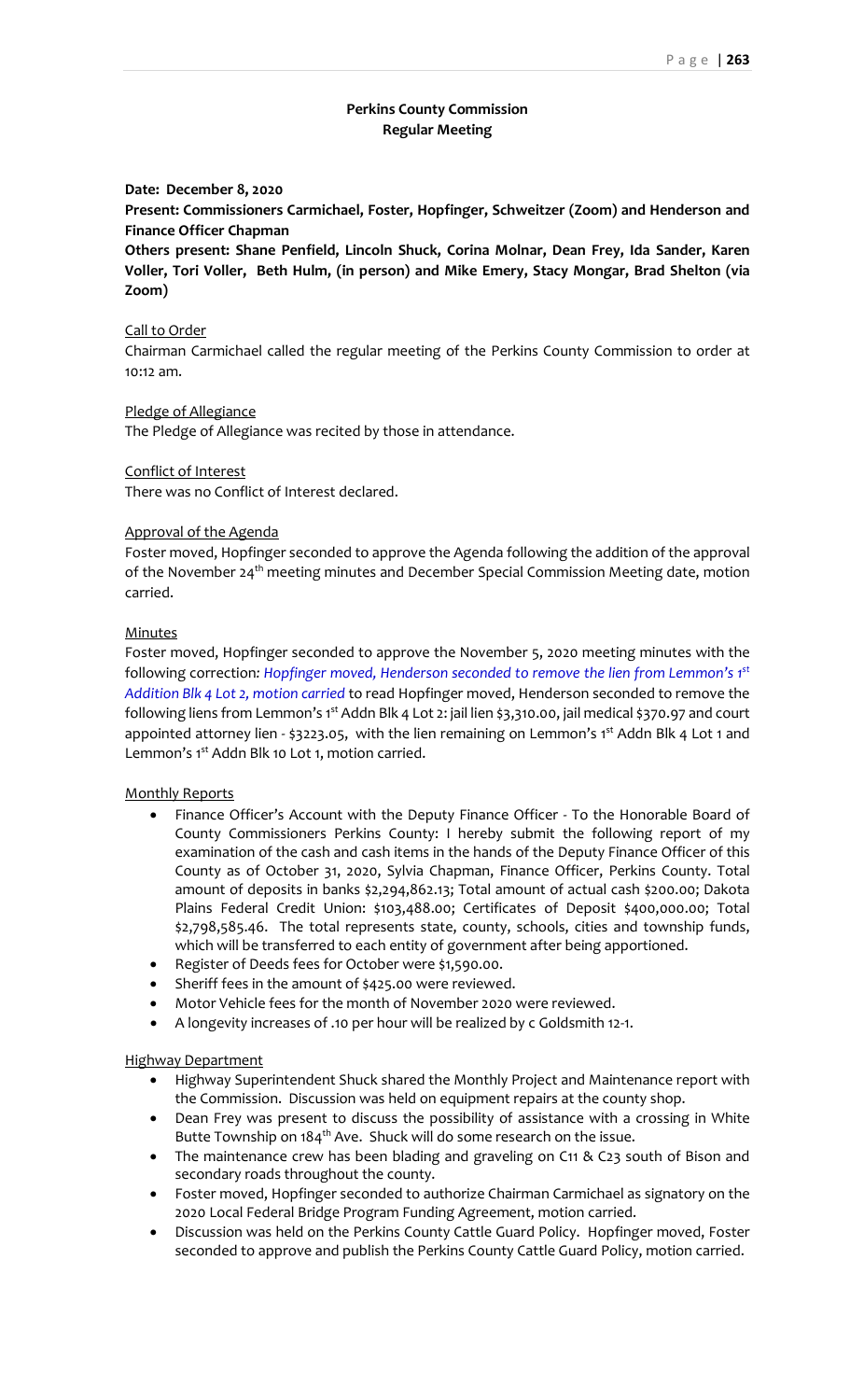## Perkins County Commission
## Regular Meeting

**Date: December 8, 2020**

**Present: Commissioners Carmichael, Foster, Hopfinger, Schweitzer (Zoom) and Henderson and Finance Officer Chapman**

**Others present: Shane Penfield, Lincoln Shuck, Corina Molnar, Dean Frey, Ida Sander, Karen Voller, Tori Voller, Beth Hulm, (in person) and Mike Emery, Stacy Mongar, Brad Shelton (via Zoom)**

Call to Order

Chairman Carmichael called the regular meeting of the Perkins County Commission to order at 10:12 am.

Pledge of Allegiance

The Pledge of Allegiance was recited by those in attendance.

Conflict of Interest

There was no Conflict of Interest declared.

Approval of the Agenda

Foster moved, Hopfinger seconded to approve the Agenda following the addition of the approval of the November 24th meeting minutes and December Special Commission Meeting date, motion carried.

Minutes

Foster moved, Hopfinger seconded to approve the November 5, 2020 meeting minutes with the following correction*: Hopfinger moved, Henderson seconded to remove the lien from Lemmon's 1st Addition Blk 4 Lot 2, motion carried* to read Hopfinger moved, Henderson seconded to remove the following liens from Lemmon's 1st Addn Blk 4 Lot 2: jail lien $3,310.00, jail medical $370.97 and court appointed attorney lien - $3223.05, with the lien remaining on Lemmon's 1st Addn Blk 4 Lot 1 and Lemmon's 1st Addn Blk 10 Lot 1, motion carried.

Monthly Reports

- Finance Officer's Account with the Deputy Finance Officer - To the Honorable Board of County Commissioners Perkins County: I hereby submit the following report of my examination of the cash and cash items in the hands of the Deputy Finance Officer of this County as of October 31, 2020, Sylvia Chapman, Finance Officer, Perkins County. Total amount of deposits in banks $2,294,862.13; Total amount of actual cash $200.00; Dakota Plains Federal Credit Union: $103,488.00; Certificates of Deposit $400,000.00; Total $2,798,585.46. The total represents state, county, schools, cities and township funds, which will be transferred to each entity of government after being apportioned.
- Register of Deeds fees for October were $1,590.00.
- Sheriff fees in the amount of $425.00 were reviewed.
- Motor Vehicle fees for the month of November 2020 were reviewed.
- A longevity increases of .10 per hour will be realized by c Goldsmith 12-1.

Highway Department

- Highway Superintendent Shuck shared the Monthly Project and Maintenance report with the Commission. Discussion was held on equipment repairs at the county shop.
- Dean Frey was present to discuss the possibility of assistance with a crossing in White Butte Township on 184th Ave. Shuck will do some research on the issue.
- The maintenance crew has been blading and graveling on C11 & C23 south of Bison and secondary roads throughout the county.
- Foster moved, Hopfinger seconded to authorize Chairman Carmichael as signatory on the 2020 Local Federal Bridge Program Funding Agreement, motion carried.
- Discussion was held on the Perkins County Cattle Guard Policy. Hopfinger moved, Foster seconded to approve and publish the Perkins County Cattle Guard Policy, motion carried.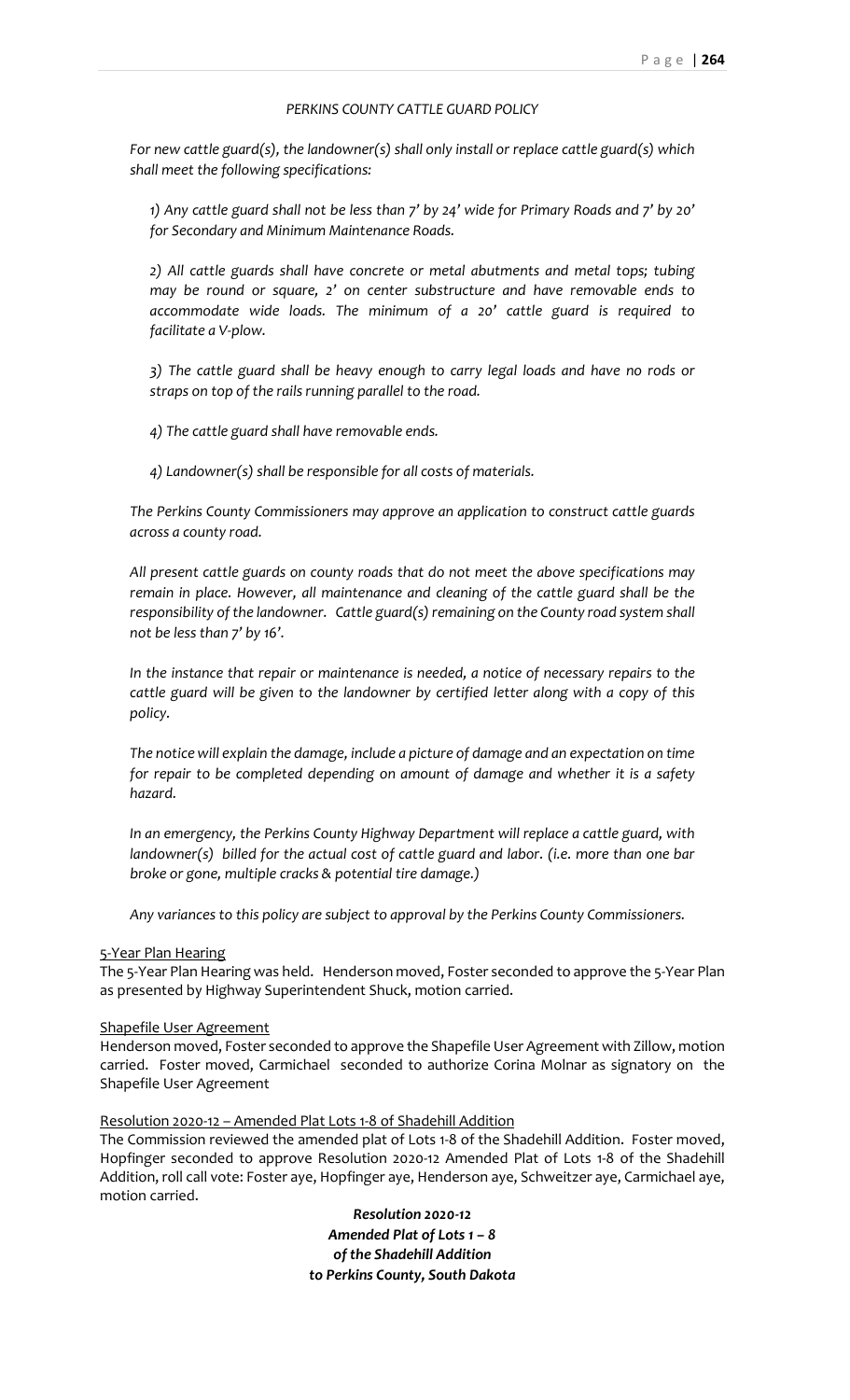*PERKINS COUNTY CATTLE GUARD POLICY*

*For new cattle guard(s), the landowner(s) shall only install or replace cattle guard(s) which shall meet the following specifications:*

*1) Any cattle guard shall not be less than 7' by 24' wide for Primary Roads and 7' by 20' for Secondary and Minimum Maintenance Roads.*

*2) All cattle guards shall have concrete or metal abutments and metal tops; tubing may be round or square, 2' on center substructure and have removable ends to accommodate wide loads. The minimum of a 20' cattle guard is required to facilitate a V-plow.*

*3) The cattle guard shall be heavy enough to carry legal loads and have no rods or straps on top of the rails running parallel to the road.*

*4) The cattle guard shall have removable ends.*

*4) Landowner(s) shall be responsible for all costs of materials.*

*The Perkins County Commissioners may approve an application to construct cattle guards across a county road.*

*All present cattle guards on county roads that do not meet the above specifications may remain in place. However, all maintenance and cleaning of the cattle guard shall be the responsibility of the landowner. Cattle guard(s) remaining on the County road system shall not be less than 7' by 16'.*

*In the instance that repair or maintenance is needed, a notice of necessary repairs to the cattle guard will be given to the landowner by certified letter along with a copy of this policy.*

*The notice will explain the damage, include a picture of damage and an expectation on time for repair to be completed depending on amount of damage and whether it is a safety hazard.*

*In an emergency, the Perkins County Highway Department will replace a cattle guard, with landowner(s) billed for the actual cost of cattle guard and labor. (i.e. more than one bar broke or gone, multiple cracks & potential tire damage.)*

*Any variances to this policy are subject to approval by the Perkins County Commissioners.*

5-Year Plan Hearing

The 5-Year Plan Hearing was held. Henderson moved, Foster seconded to approve the 5-Year Plan as presented by Highway Superintendent Shuck, motion carried.

Shapefile User Agreement

Henderson moved, Foster seconded to approve the Shapefile User Agreement with Zillow, motion carried. Foster moved, Carmichael seconded to authorize Corina Molnar as signatory on the Shapefile User Agreement

Resolution 2020-12 – Amended Plat Lots 1-8 of Shadehill Addition

The Commission reviewed the amended plat of Lots 1-8 of the Shadehill Addition. Foster moved, Hopfinger seconded to approve Resolution 2020-12 Amended Plat of Lots 1-8 of the Shadehill Addition, roll call vote: Foster aye, Hopfinger aye, Henderson aye, Schweitzer aye, Carmichael aye, motion carried.

***Resolution 2020-12***
***Amended Plat of Lots 1 – 8***
***of the Shadehill Addition***
***to Perkins County, South Dakota***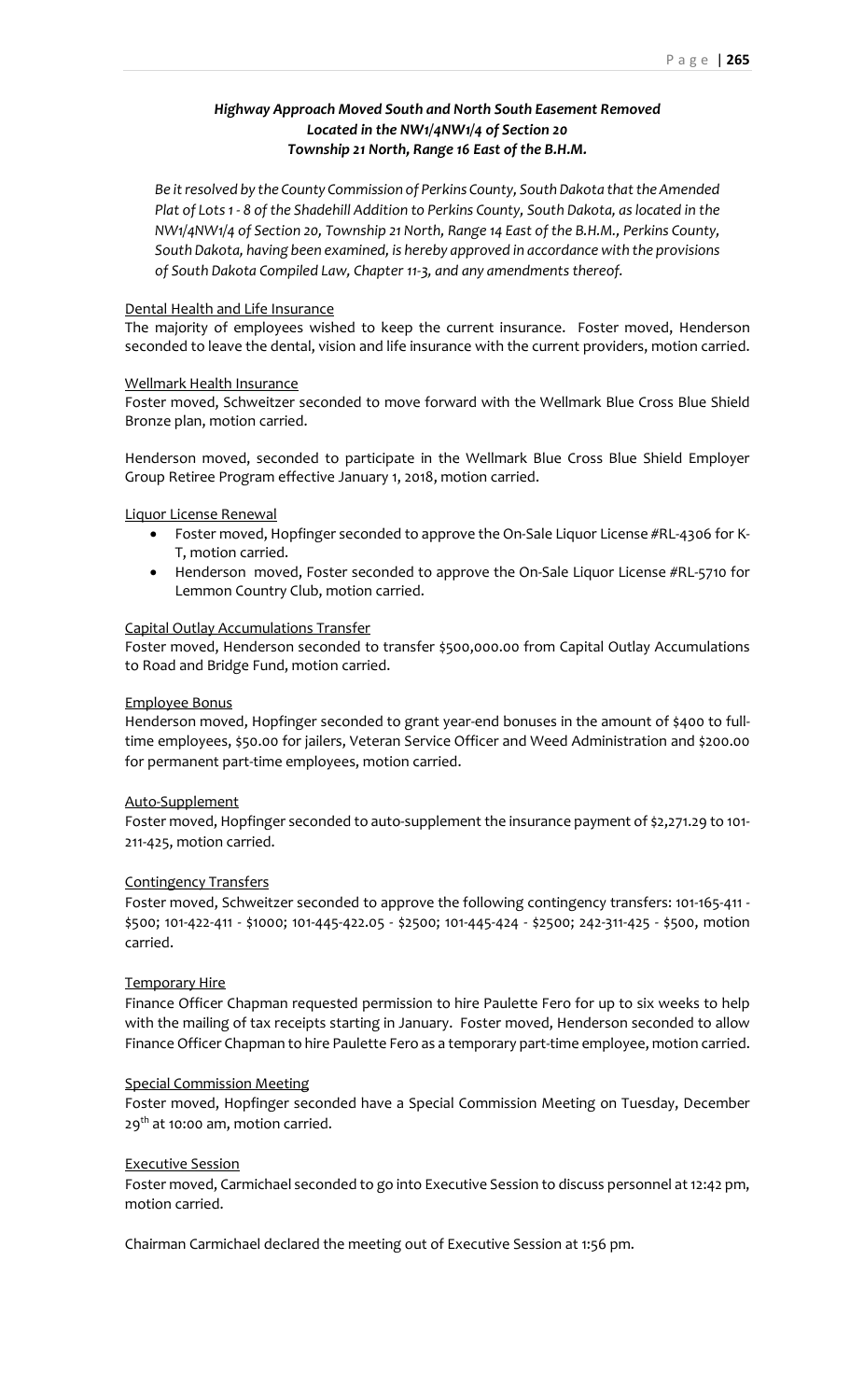***Highway Approach Moved South and North South Easement Removed***
***Located in the NW1/4NW1/4 of Section 20***
***Township 21 North, Range 16 East of the B.H.M.***

*Be it resolved by the County Commission of Perkins County, South Dakota that the Amended Plat of Lots 1 - 8 of the Shadehill Addition to Perkins County, South Dakota, as located in the NW1/4NW1/4 of Section 20, Township 21 North, Range 14 East of the B.H.M., Perkins County, South Dakota, having been examined, is hereby approved in accordance with the provisions of South Dakota Compiled Law, Chapter 11-3, and any amendments thereof.*

Dental Health and Life Insurance

The majority of employees wished to keep the current insurance. Foster moved, Henderson seconded to leave the dental, vision and life insurance with the current providers, motion carried.

Wellmark Health Insurance

Foster moved, Schweitzer seconded to move forward with the Wellmark Blue Cross Blue Shield Bronze plan, motion carried.

Henderson moved, seconded to participate in the Wellmark Blue Cross Blue Shield Employer Group Retiree Program effective January 1, 2018, motion carried.

Liquor License Renewal

- Foster moved, Hopfinger seconded to approve the On-Sale Liquor License #RL-4306 for K-T, motion carried.
- Henderson moved, Foster seconded to approve the On-Sale Liquor License #RL-5710 for Lemmon Country Club, motion carried.

Capital Outlay Accumulations Transfer

Foster moved, Henderson seconded to transfer $500,000.00 from Capital Outlay Accumulations to Road and Bridge Fund, motion carried.

Employee Bonus

Henderson moved, Hopfinger seconded to grant year-end bonuses in the amount of $400 to full-time employees, $50.00 for jailers, Veteran Service Officer and Weed Administration and $200.00 for permanent part-time employees, motion carried.

Auto-Supplement

Foster moved, Hopfinger seconded to auto-supplement the insurance payment of $2,271.29 to 101-211-425, motion carried.

Contingency Transfers

Foster moved, Schweitzer seconded to approve the following contingency transfers: 101-165-411 - $500; 101-422-411 - $1000; 101-445-422.05 - $2500; 101-445-424 - $2500; 242-311-425 - $500, motion carried.

Temporary Hire

Finance Officer Chapman requested permission to hire Paulette Fero for up to six weeks to help with the mailing of tax receipts starting in January. Foster moved, Henderson seconded to allow Finance Officer Chapman to hire Paulette Fero as a temporary part-time employee, motion carried.

Special Commission Meeting

Foster moved, Hopfinger seconded have a Special Commission Meeting on Tuesday, December 29th at 10:00 am, motion carried.

Executive Session

Foster moved, Carmichael seconded to go into Executive Session to discuss personnel at 12:42 pm, motion carried.

Chairman Carmichael declared the meeting out of Executive Session at 1:56 pm.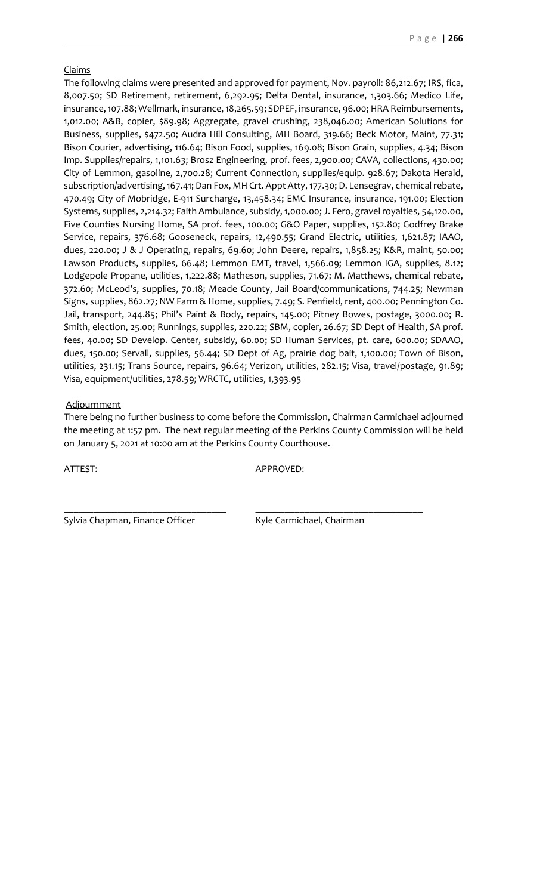Claims

The following claims were presented and approved for payment, Nov. payroll: 86,212.67; IRS, fica, 8,007.50; SD Retirement, retirement, 6,292.95; Delta Dental, insurance, 1,303.66; Medico Life, insurance, 107.88; Wellmark, insurance, 18,265.59; SDPEF, insurance, 96.00; HRA Reimbursements, 1,012.00; A&B, copier, $89.98; Aggregate, gravel crushing, 238,046.00; American Solutions for Business, supplies, $472.50; Audra Hill Consulting, MH Board, 319.66; Beck Motor, Maint, 77.31; Bison Courier, advertising, 116.64; Bison Food, supplies, 169.08; Bison Grain, supplies, 4.34; Bison Imp. Supplies/repairs, 1,101.63; Brosz Engineering, prof. fees, 2,900.00; CAVA, collections, 430.00; City of Lemmon, gasoline, 2,700.28; Current Connection, supplies/equip. 928.67; Dakota Herald, subscription/advertising, 167.41; Dan Fox, MH Crt. Appt Atty, 177.30; D. Lensegrav, chemical rebate, 470.49; City of Mobridge, E-911 Surcharge, 13,458.34; EMC Insurance, insurance, 191.00; Election Systems, supplies, 2,214.32; Faith Ambulance, subsidy, 1,000.00; J. Fero, gravel royalties, 54,120.00, Five Counties Nursing Home, SA prof. fees, 100.00; G&O Paper, supplies, 152.80; Godfrey Brake Service, repairs, 376.68; Gooseneck, repairs, 12,490.55; Grand Electric, utilities, 1,621.87; IAAO, dues, 220.00; J & J Operating, repairs, 69.60; John Deere, repairs, 1,858.25; K&R, maint, 50.00; Lawson Products, supplies, 66.48; Lemmon EMT, travel, 1,566.09; Lemmon IGA, supplies, 8.12; Lodgepole Propane, utilities, 1,222.88; Matheson, supplies, 71.67; M. Matthews, chemical rebate, 372.60; McLeod's, supplies, 70.18; Meade County, Jail Board/communications, 744.25; Newman Signs, supplies, 862.27; NW Farm & Home, supplies, 7.49; S. Penfield, rent, 400.00; Pennington Co. Jail, transport, 244.85; Phil's Paint & Body, repairs, 145.00; Pitney Bowes, postage, 3000.00; R. Smith, election, 25.00; Runnings, supplies, 220.22; SBM, copier, 26.67; SD Dept of Health, SA prof. fees, 40.00; SD Develop. Center, subsidy, 60.00; SD Human Services, pt. care, 600.00; SDAAO, dues, 150.00; Servall, supplies, 56.44; SD Dept of Ag, prairie dog bait, 1,100.00; Town of Bison, utilities, 231.15; Trans Source, repairs, 96.64; Verizon, utilities, 282.15; Visa, travel/postage, 91.89; Visa, equipment/utilities, 278.59; WRCTC, utilities, 1,393.95

Adjournment

There being no further business to come before the Commission, Chairman Carmichael adjourned the meeting at 1:57 pm. The next regular meeting of the Perkins County Commission will be held on January 5, 2021 at 10:00 am at the Perkins County Courthouse.

ATTEST: APPROVED:

_______________________________ _______________________________

Sylvia Chapman, Finance Officer Kyle Carmichael, Chairman